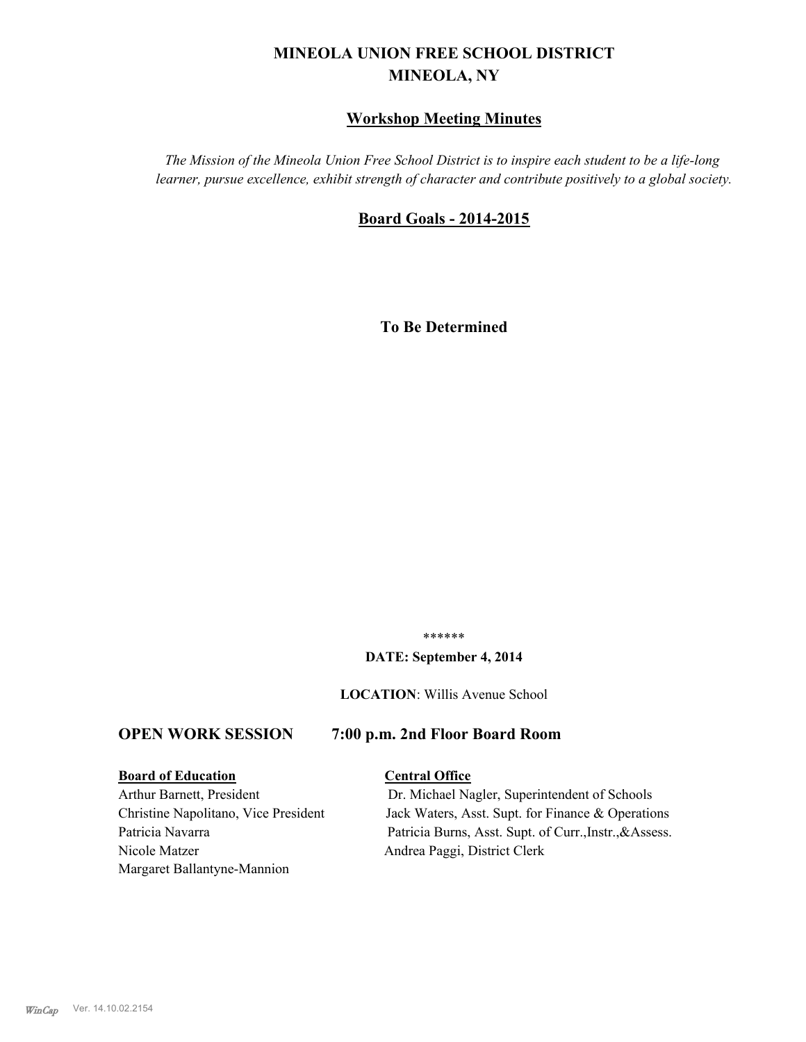# MINEOLA UNION FREE SCHOOL DISTRICT
# MINEOLA, NY

## Workshop Meeting Minutes

*The Mission of the Mineola Union Free School District is to inspire each student to be a life-long learner, pursue excellence, exhibit strength of character and contribute positively to a global society.*

## Board Goals - 2014-2015

**To Be Determined**

******

**DATE: September 4, 2014**

**LOCATION**: Willis Avenue School

## OPEN WORK SESSION 7:00 p.m. 2nd Floor Board Room

**Board of Education**

Arthur Barnett, President
Christine Napolitano, Vice President
Patricia Navarra
Nicole Matzer
Margaret Ballantyne-Mannion

**Central Office**

Dr. Michael Nagler, Superintendent of Schools
Jack Waters, Asst. Supt. for Finance & Operations
Patricia Burns, Asst. Supt. of Curr.,Instr.,&Assess.
Andrea Paggi, District Clerk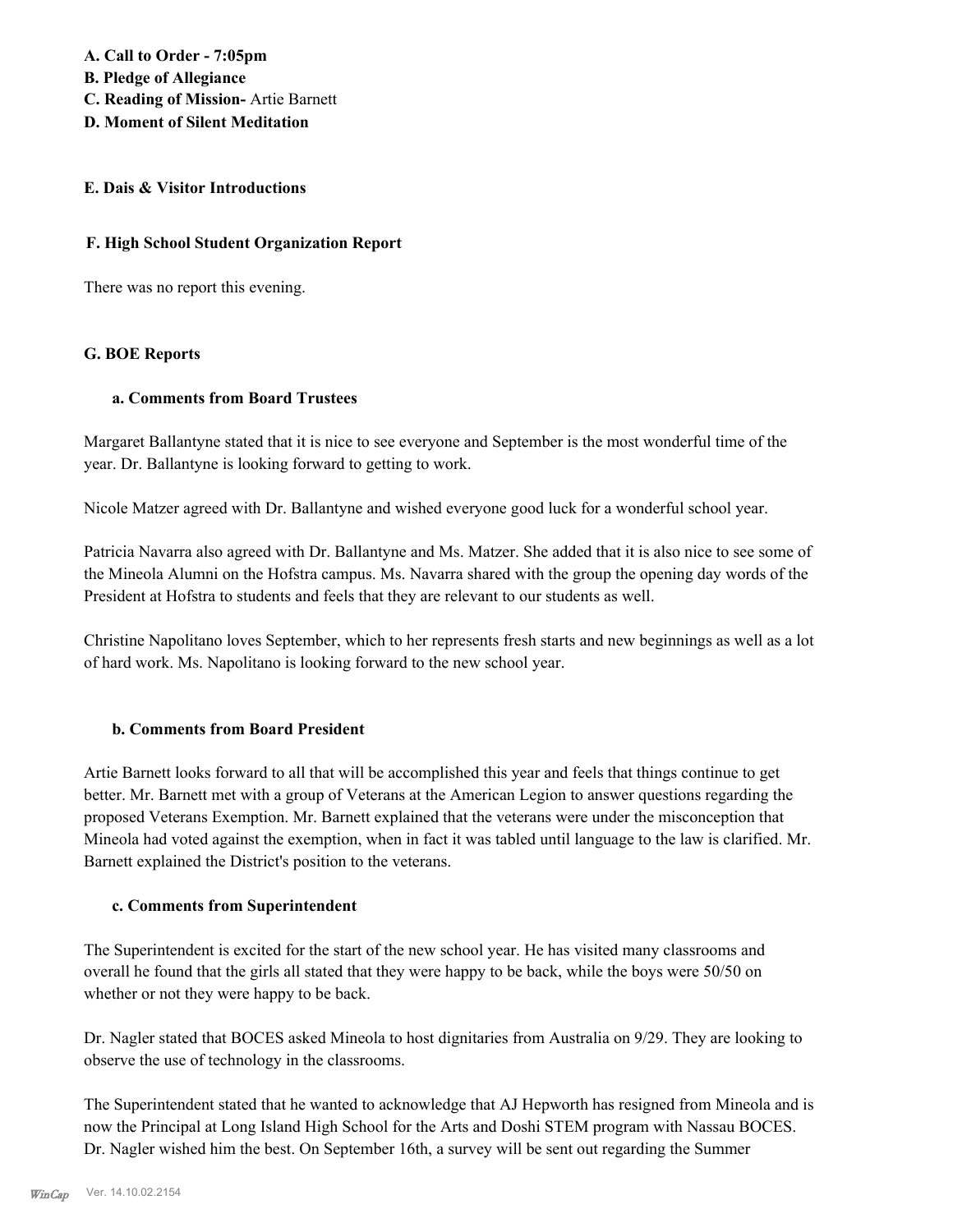**A. Call to Order - 7:05pm**
**B. Pledge of Allegiance**
**C. Reading of Mission-** Artie Barnett
**D. Moment of Silent Meditation**

**E. Dais & Visitor Introductions**

**F. High School Student Organization Report**

There was no report this evening.

**G. BOE Reports**

**a. Comments from Board Trustees**

Margaret Ballantyne stated that it is nice to see everyone and September is the most wonderful time of the year. Dr. Ballantyne is looking forward to getting to work.

Nicole Matzer agreed with Dr. Ballantyne and wished everyone good luck for a wonderful school year.

Patricia Navarra also agreed with Dr. Ballantyne and Ms. Matzer. She added that it is also nice to see some of the Mineola Alumni on the Hofstra campus. Ms. Navarra shared with the group the opening day words of the President at Hofstra to students and feels that they are relevant to our students as well.

Christine Napolitano loves September, which to her represents fresh starts and new beginnings as well as a lot of hard work. Ms. Napolitano is looking forward to the new school year.

**b. Comments from Board President**

Artie Barnett looks forward to all that will be accomplished this year and feels that things continue to get better. Mr. Barnett met with a group of Veterans at the American Legion to answer questions regarding the proposed Veterans Exemption. Mr. Barnett explained that the veterans were under the misconception that Mineola had voted against the exemption, when in fact it was tabled until language to the law is clarified. Mr. Barnett explained the District's position to the veterans.

**c. Comments from Superintendent**

The Superintendent is excited for the start of the new school year. He has visited many classrooms and overall he found that the girls all stated that they were happy to be back, while the boys were 50/50 on whether or not they were happy to be back.

Dr. Nagler stated that BOCES asked Mineola to host dignitaries from Australia on 9/29. They are looking to observe the use of technology in the classrooms.

The Superintendent stated that he wanted to acknowledge that AJ Hepworth has resigned from Mineola and is now the Principal at Long Island High School for the Arts and Doshi STEM program with Nassau BOCES. Dr. Nagler wished him the best. On September 16th, a survey will be sent out regarding the Summer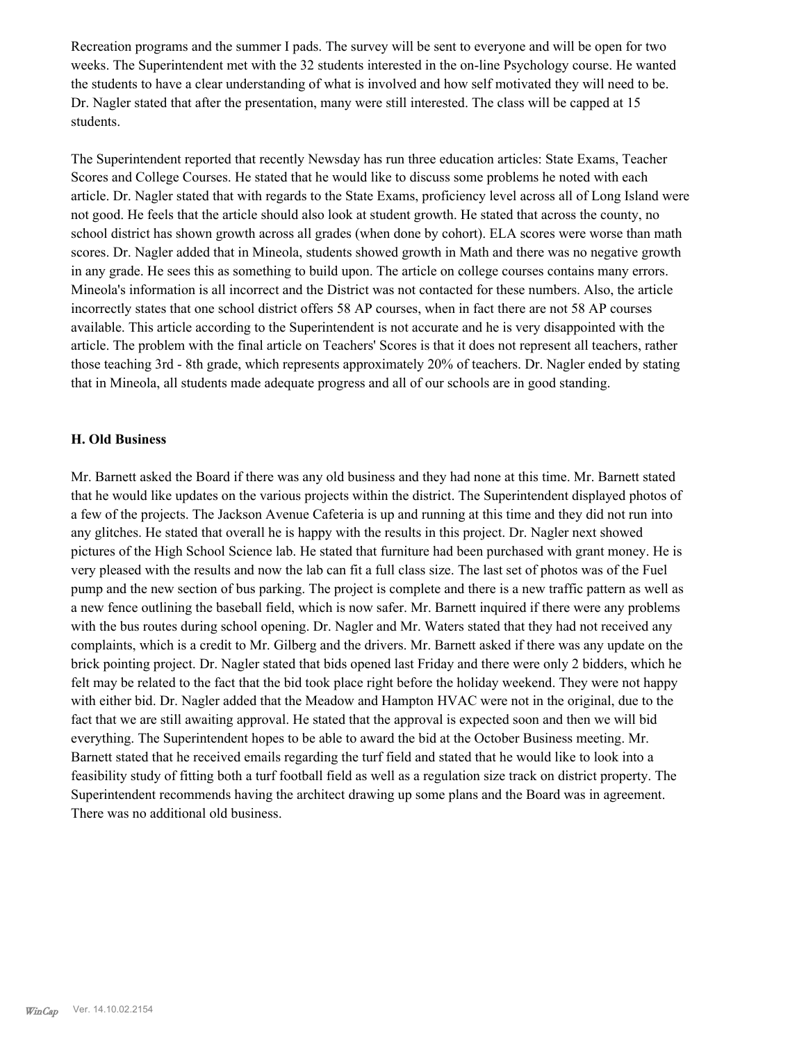Recreation programs and the summer I pads. The survey will be sent to everyone and will be open for two weeks. The Superintendent met with the 32 students interested in the on-line Psychology course. He wanted the students to have a clear understanding of what is involved and how self motivated they will need to be. Dr. Nagler stated that after the presentation, many were still interested. The class will be capped at 15 students.

The Superintendent reported that recently Newsday has run three education articles: State Exams, Teacher Scores and College Courses. He stated that he would like to discuss some problems he noted with each article. Dr. Nagler stated that with regards to the State Exams, proficiency level across all of Long Island were not good. He feels that the article should also look at student growth. He stated that across the county, no school district has shown growth across all grades (when done by cohort). ELA scores were worse than math scores. Dr. Nagler added that in Mineola, students showed growth in Math and there was no negative growth in any grade. He sees this as something to build upon. The article on college courses contains many errors. Mineola's information is all incorrect and the District was not contacted for these numbers. Also, the article incorrectly states that one school district offers 58 AP courses, when in fact there are not 58 AP courses available. This article according to the Superintendent is not accurate and he is very disappointed with the article. The problem with the final article on Teachers' Scores is that it does not represent all teachers, rather those teaching 3rd - 8th grade, which represents approximately 20% of teachers. Dr. Nagler ended by stating that in Mineola, all students made adequate progress and all of our schools are in good standing.

### H. Old Business

Mr. Barnett asked the Board if there was any old business and they had none at this time. Mr. Barnett stated that he would like updates on the various projects within the district. The Superintendent displayed photos of a few of the projects. The Jackson Avenue Cafeteria is up and running at this time and they did not run into any glitches. He stated that overall he is happy with the results in this project. Dr. Nagler next showed pictures of the High School Science lab. He stated that furniture had been purchased with grant money. He is very pleased with the results and now the lab can fit a full class size. The last set of photos was of the Fuel pump and the new section of bus parking. The project is complete and there is a new traffic pattern as well as a new fence outlining the baseball field, which is now safer. Mr. Barnett inquired if there were any problems with the bus routes during school opening. Dr. Nagler and Mr. Waters stated that they had not received any complaints, which is a credit to Mr. Gilberg and the drivers. Mr. Barnett asked if there was any update on the brick pointing project. Dr. Nagler stated that bids opened last Friday and there were only 2 bidders, which he felt may be related to the fact that the bid took place right before the holiday weekend. They were not happy with either bid. Dr. Nagler added that the Meadow and Hampton HVAC were not in the original, due to the fact that we are still awaiting approval. He stated that the approval is expected soon and then we will bid everything. The Superintendent hopes to be able to award the bid at the October Business meeting. Mr. Barnett stated that he received emails regarding the turf field and stated that he would like to look into a feasibility study of fitting both a turf football field as well as a regulation size track on district property. The Superintendent recommends having the architect drawing up some plans and the Board was in agreement. There was no additional old business.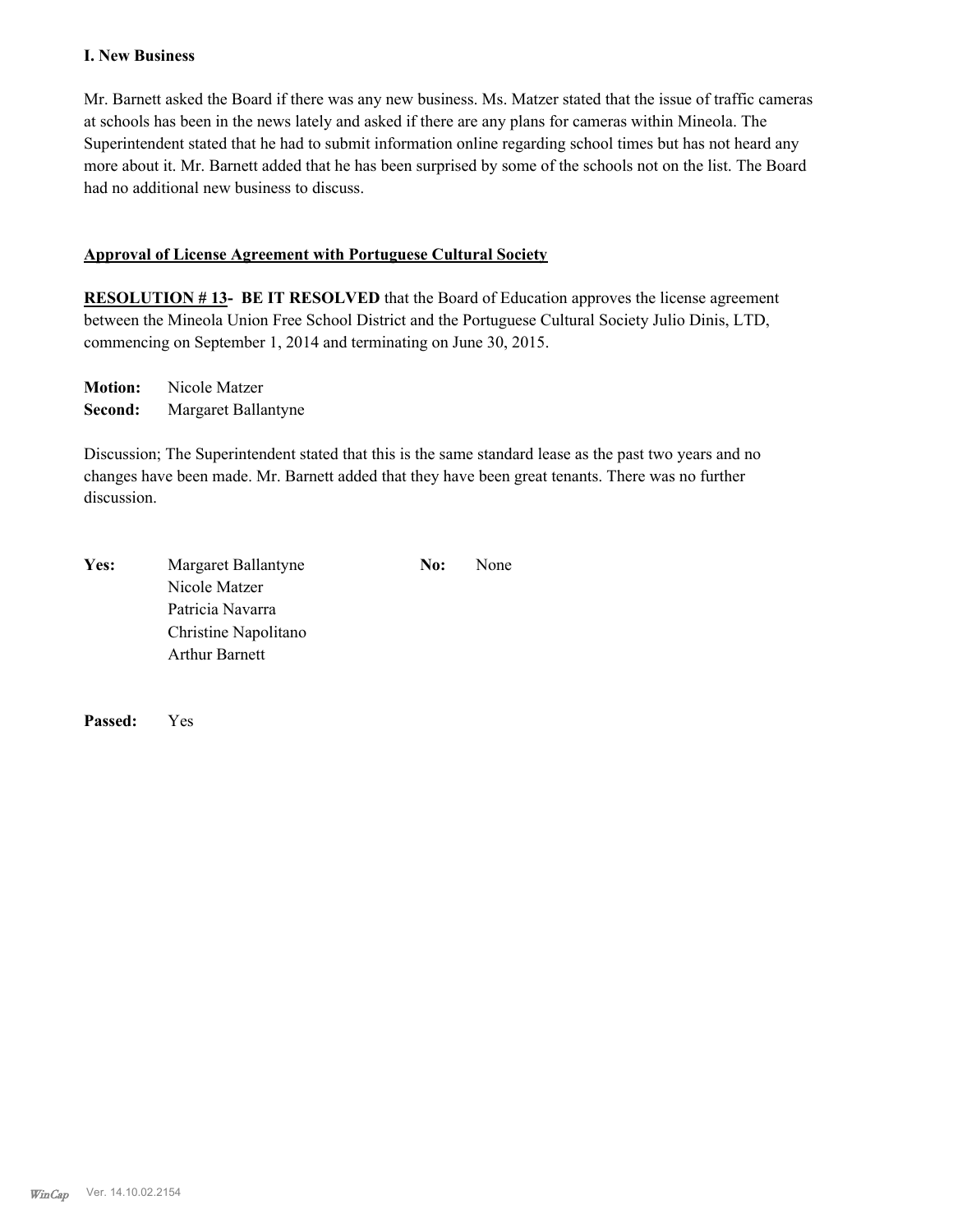**I. New Business**

Mr. Barnett asked the Board if there was any new business. Ms. Matzer stated that the issue of traffic cameras at schools has been in the news lately and asked if there are any plans for cameras within Mineola. The Superintendent stated that he had to submit information online regarding school times but has not heard any more about it. Mr. Barnett added that he has been surprised by some of the schools not on the list. The Board had no additional new business to discuss.

**Approval of License Agreement with Portuguese Cultural Society**

**RESOLUTION # 13- BE IT RESOLVED** that the Board of Education approves the license agreement between the Mineola Union Free School District and the Portuguese Cultural Society Julio Dinis, LTD, commencing on September 1, 2014 and terminating on June 30, 2015.

**Motion:** Nicole Matzer
**Second:** Margaret Ballantyne

Discussion; The Superintendent stated that this is the same standard lease as the past two years and no changes have been made. Mr. Barnett added that they have been great tenants. There was no further discussion.

**Yes:** Margaret Ballantyne
Nicole Matzer
Patricia Navarra
Christine Napolitano
Arthur Barnett

**No:** None

**Passed:** Yes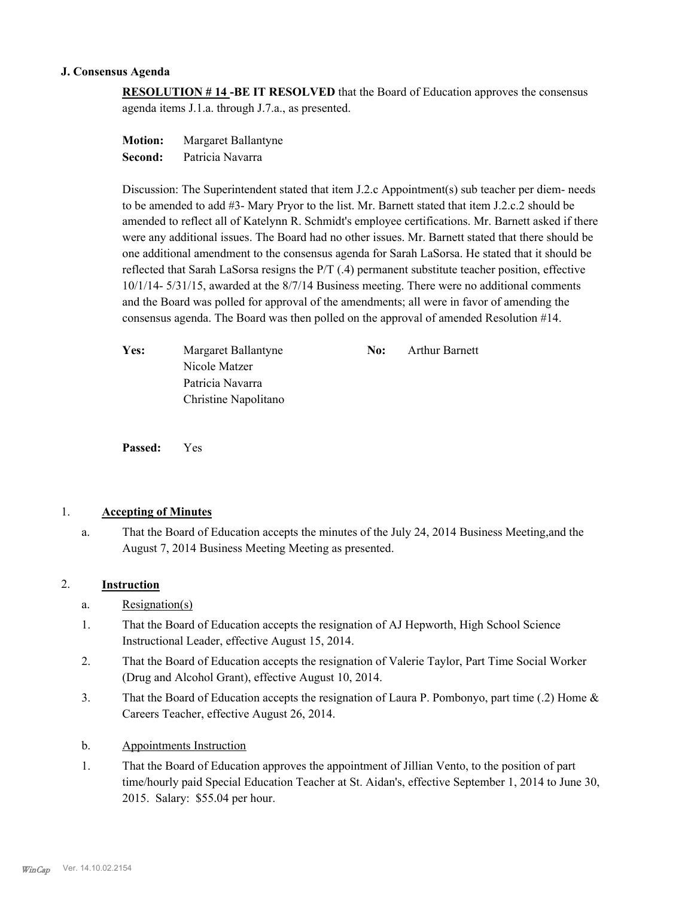### J. Consensus Agenda

**RESOLUTION # 14 -BE IT RESOLVED** that the Board of Education approves the consensus agenda items J.1.a. through J.7.a., as presented.

**Motion:** Margaret Ballantyne
**Second:** Patricia Navarra

Discussion: The Superintendent stated that item J.2.c Appointment(s) sub teacher per diem- needs to be amended to add #3- Mary Pryor to the list. Mr. Barnett stated that item J.2.c.2 should be amended to reflect all of Katelynn R. Schmidt's employee certifications. Mr. Barnett asked if there were any additional issues. The Board had no other issues. Mr. Barnett stated that there should be one additional amendment to the consensus agenda for Sarah LaSorsa. He stated that it should be reflected that Sarah LaSorsa resigns the P/T (.4) permanent substitute teacher position, effective 10/1/14- 5/31/15, awarded at the 8/7/14 Business meeting. There were no additional comments and the Board was polled for approval of the amendments; all were in favor of amending the consensus agenda. The Board was then polled on the approval of amended Resolution #14.

| **Yes:** | | **No:** | |
|---|---|---|---|
| | Margaret Ballantyne | | Arthur Barnett |
| | Nicole Matzer | | |
| | Patricia Navarra | | |
| | Christine Napolitano | | |

**Passed:** Yes

1. **Accepting of Minutes**

   a. That the Board of Education accepts the minutes of the July 24, 2014 Business Meeting,and the August 7, 2014 Business Meeting Meeting as presented.

2. **Instruction**

   a. Resignation(s)

   1. That the Board of Education accepts the resignation of AJ Hepworth, High School Science Instructional Leader, effective August 15, 2014.
   2. That the Board of Education accepts the resignation of Valerie Taylor, Part Time Social Worker (Drug and Alcohol Grant), effective August 10, 2014.
   3. That the Board of Education accepts the resignation of Laura P. Pombonyo, part time (.2) Home & Careers Teacher, effective August 26, 2014.

   b. Appointments Instruction

   1. That the Board of Education approves the appointment of Jillian Vento, to the position of part time/hourly paid Special Education Teacher at St. Aidan's, effective September 1, 2014 to June 30, 2015. Salary: $55.04 per hour.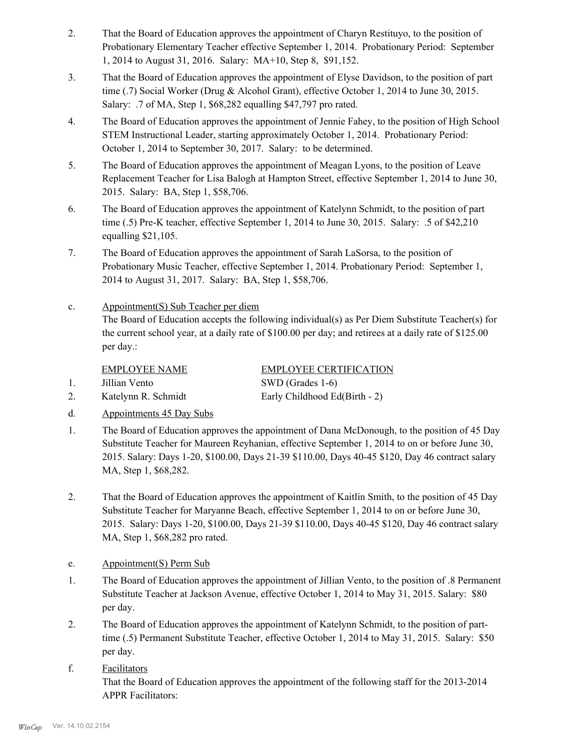2. That the Board of Education approves the appointment of Charyn Restituyo, to the position of Probationary Elementary Teacher effective September 1, 2014. Probationary Period: September 1, 2014 to August 31, 2016. Salary: MA+10, Step 8, $91,152.

3. That the Board of Education approves the appointment of Elyse Davidson, to the position of part time (.7) Social Worker (Drug & Alcohol Grant), effective October 1, 2014 to June 30, 2015. Salary: .7 of MA, Step 1, $68,282 equalling $47,797 pro rated.

4. The Board of Education approves the appointment of Jennie Fahey, to the position of High School STEM Instructional Leader, starting approximately October 1, 2014. Probationary Period: October 1, 2014 to September 30, 2017. Salary: to be determined.

5. The Board of Education approves the appointment of Meagan Lyons, to the position of Leave Replacement Teacher for Lisa Balogh at Hampton Street, effective September 1, 2014 to June 30, 2015. Salary: BA, Step 1, $58,706.

6. The Board of Education approves the appointment of Katelynn Schmidt, to the position of part time (.5) Pre-K teacher, effective September 1, 2014 to June 30, 2015. Salary: .5 of $42,210 equalling $21,105.

7. The Board of Education approves the appointment of Sarah LaSorsa, to the position of Probationary Music Teacher, effective September 1, 2014. Probationary Period: September 1, 2014 to August 31, 2017. Salary: BA, Step 1, $58,706.

c. Appointment(S) Sub Teacher per diem

The Board of Education accepts the following individual(s) as Per Diem Substitute Teacher(s) for the current school year, at a daily rate of $100.00 per day; and retirees at a daily rate of $125.00 per day.:

| | EMPLOYEE NAME | EMPLOYEE CERTIFICATION |
|---|---|---|
| 1. | Jillian Vento | SWD (Grades 1-6) |
| 2. | Katelynn R. Schmidt | Early Childhood Ed(Birth - 2) |

d. Appointments 45 Day Subs

1. The Board of Education approves the appointment of Dana McDonough, to the position of 45 Day Substitute Teacher for Maureen Reyhanian, effective September 1, 2014 to on or before June 30, 2015. Salary: Days 1-20, $100.00, Days 21-39 $110.00, Days 40-45 $120, Day 46 contract salary MA, Step 1, $68,282.

2. That the Board of Education approves the appointment of Kaitlin Smith, to the position of 45 Day Substitute Teacher for Maryanne Beach, effective September 1, 2014 to on or before June 30, 2015. Salary: Days 1-20, $100.00, Days 21-39 $110.00, Days 40-45 $120, Day 46 contract salary MA, Step 1, $68,282 pro rated.

e. Appointment(S) Perm Sub

1. The Board of Education approves the appointment of Jillian Vento, to the position of .8 Permanent Substitute Teacher at Jackson Avenue, effective October 1, 2014 to May 31, 2015. Salary: $80 per day.

2. The Board of Education approves the appointment of Katelynn Schmidt, to the position of part-time (.5) Permanent Substitute Teacher, effective October 1, 2014 to May 31, 2015. Salary: $50 per day.

f. Facilitators

That the Board of Education approves the appointment of the following staff for the 2013-2014 APPR Facilitators: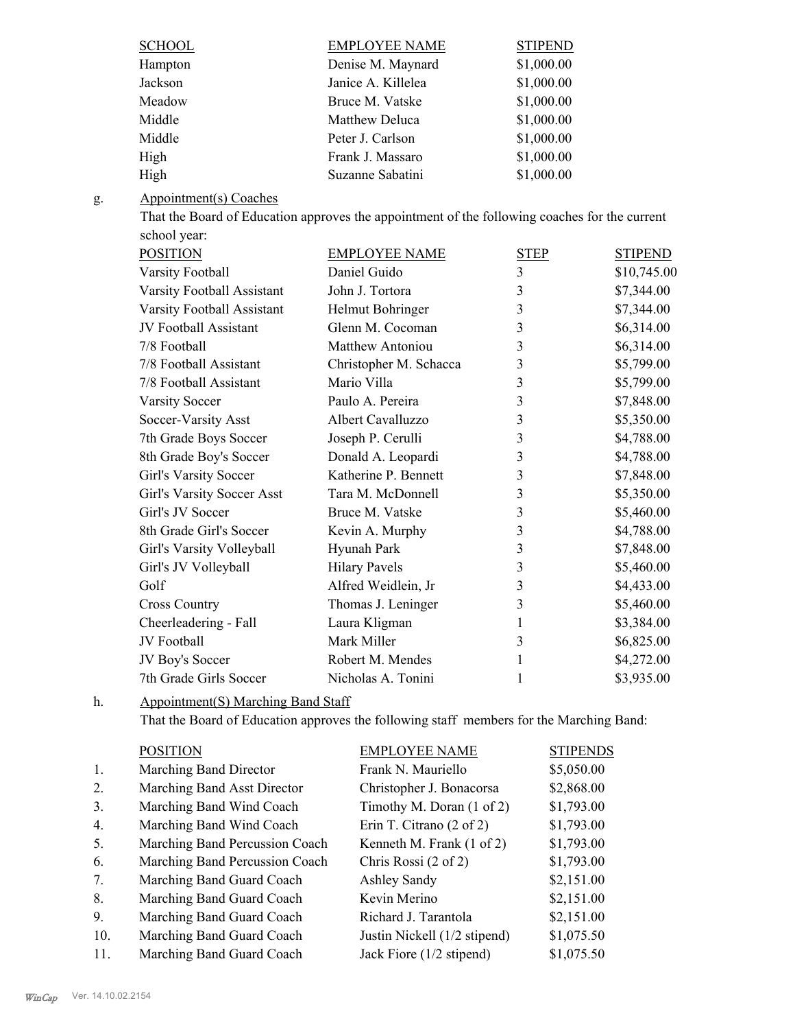| SCHOOL | EMPLOYEE NAME | STIPEND |
|---|---|---|
| Hampton | Denise M. Maynard | $1,000.00 |
| Jackson | Janice A. Killelea | $1,000.00 |
| Meadow | Bruce M. Vatske | $1,000.00 |
| Middle | Matthew Deluca | $1,000.00 |
| Middle | Peter J. Carlson | $1,000.00 |
| High | Frank J. Massaro | $1,000.00 |
| High | Suzanne Sabatini | $1,000.00 |

g. Appointment(s) Coaches

That the Board of Education approves the appointment of the following coaches for the current school year:

| POSITION | EMPLOYEE NAME | STEP | STIPEND |
|---|---|---|---|
| Varsity Football | Daniel Guido | 3 | $10,745.00 |
| Varsity Football Assistant | John J. Tortora | 3 | $7,344.00 |
| Varsity Football Assistant | Helmut Bohringer | 3 | $7,344.00 |
| JV Football Assistant | Glenn M. Cocoman | 3 | $6,314.00 |
| 7/8 Football | Matthew Antoniou | 3 | $6,314.00 |
| 7/8 Football Assistant | Christopher M. Schacca | 3 | $5,799.00 |
| 7/8 Football Assistant | Mario Villa | 3 | $5,799.00 |
| Varsity Soccer | Paulo A. Pereira | 3 | $7,848.00 |
| Soccer-Varsity Asst | Albert Cavalluzzo | 3 | $5,350.00 |
| 7th Grade Boys Soccer | Joseph P. Cerulli | 3 | $4,788.00 |
| 8th Grade Boy's Soccer | Donald A. Leopardi | 3 | $4,788.00 |
| Girl's Varsity Soccer | Katherine P. Bennett | 3 | $7,848.00 |
| Girl's Varsity Soccer Asst | Tara M. McDonnell | 3 | $5,350.00 |
| Girl's JV Soccer | Bruce M. Vatske | 3 | $5,460.00 |
| 8th Grade Girl's Soccer | Kevin A. Murphy | 3 | $4,788.00 |
| Girl's Varsity Volleyball | Hyunah Park | 3 | $7,848.00 |
| Girl's JV Volleyball | Hilary Pavels | 3 | $5,460.00 |
| Golf | Alfred Weidlein, Jr | 3 | $4,433.00 |
| Cross Country | Thomas J. Leninger | 3 | $5,460.00 |
| Cheerleadering - Fall | Laura Kligman | 1 | $3,384.00 |
| JV Football | Mark Miller | 3 | $6,825.00 |
| JV Boy's Soccer | Robert M. Mendes | 1 | $4,272.00 |
| 7th Grade Girls Soccer | Nicholas A. Tonini | 1 | $3,935.00 |

h. Appointment(S) Marching Band Staff

That the Board of Education approves the following staff members for the Marching Band:

| | POSITION | EMPLOYEE NAME | STIPENDS |
|---|---|---|---|
| 1. | Marching Band Director | Frank N. Mauriello | $5,050.00 |
| 2. | Marching Band Asst Director | Christopher J. Bonacorsa | $2,868.00 |
| 3. | Marching Band Wind Coach | Timothy M. Doran (1 of 2) | $1,793.00 |
| 4. | Marching Band Wind Coach | Erin T. Citrano (2 of 2) | $1,793.00 |
| 5. | Marching Band Percussion Coach | Kenneth M. Frank (1 of 2) | $1,793.00 |
| 6. | Marching Band Percussion Coach | Chris Rossi (2 of 2) | $1,793.00 |
| 7. | Marching Band Guard Coach | Ashley Sandy | $2,151.00 |
| 8. | Marching Band Guard Coach | Kevin Merino | $2,151.00 |
| 9. | Marching Band Guard Coach | Richard J. Tarantola | $2,151.00 |
| 10. | Marching Band Guard Coach | Justin Nickell (1/2 stipend) | $1,075.50 |
| 11. | Marching Band Guard Coach | Jack Fiore (1/2 stipend) | $1,075.50 |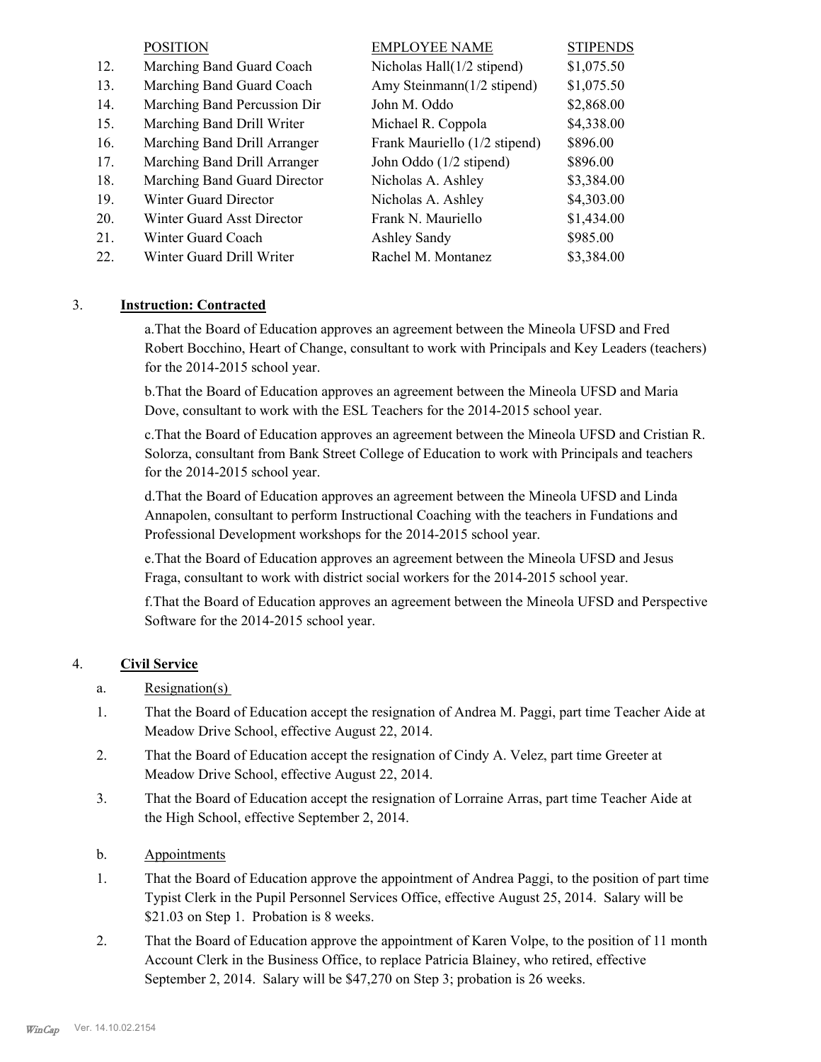| | POSITION | EMPLOYEE NAME | STIPENDS |
|---|---|---|---|
| 12. | Marching Band Guard Coach | Nicholas Hall(1/2 stipend) | $1,075.50 |
| 13. | Marching Band Guard Coach | Amy Steinmann(1/2 stipend) | $1,075.50 |
| 14. | Marching Band Percussion Dir | John M. Oddo | $2,868.00 |
| 15. | Marching Band Drill Writer | Michael R. Coppola | $4,338.00 |
| 16. | Marching Band Drill Arranger | Frank Mauriello (1/2 stipend) | $896.00 |
| 17. | Marching Band Drill Arranger | John Oddo (1/2 stipend) | $896.00 |
| 18. | Marching Band Guard Director | Nicholas A. Ashley | $3,384.00 |
| 19. | Winter Guard Director | Nicholas A. Ashley | $4,303.00 |
| 20. | Winter Guard Asst Director | Frank N. Mauriello | $1,434.00 |
| 21. | Winter Guard Coach | Ashley Sandy | $985.00 |
| 22. | Winter Guard Drill Writer | Rachel M. Montanez | $3,384.00 |

3. **Instruction: Contracted**

a.That the Board of Education approves an agreement between the Mineola UFSD and Fred Robert Bocchino, Heart of Change, consultant to work with Principals and Key Leaders (teachers) for the 2014-2015 school year.

b.That the Board of Education approves an agreement between the Mineola UFSD and Maria Dove, consultant to work with the ESL Teachers for the 2014-2015 school year.

c.That the Board of Education approves an agreement between the Mineola UFSD and Cristian R. Solorza, consultant from Bank Street College of Education to work with Principals and teachers for the 2014-2015 school year.

d.That the Board of Education approves an agreement between the Mineola UFSD and Linda Annapolen, consultant to perform Instructional Coaching with the teachers in Fundations and Professional Development workshops for the 2014-2015 school year.

e.That the Board of Education approves an agreement between the Mineola UFSD and Jesus Fraga, consultant to work with district social workers for the 2014-2015 school year.

f.That the Board of Education approves an agreement between the Mineola UFSD and Perspective Software for the 2014-2015 school year.

4. **Civil Service**

a. Resignation(s)

1. That the Board of Education accept the resignation of Andrea M. Paggi, part time Teacher Aide at Meadow Drive School, effective August 22, 2014.

2. That the Board of Education accept the resignation of Cindy A. Velez, part time Greeter at Meadow Drive School, effective August 22, 2014.

3. That the Board of Education accept the resignation of Lorraine Arras, part time Teacher Aide at the High School, effective September 2, 2014.

b. Appointments

1. That the Board of Education approve the appointment of Andrea Paggi, to the position of part time Typist Clerk in the Pupil Personnel Services Office, effective August 25, 2014. Salary will be $21.03 on Step 1. Probation is 8 weeks.

2. That the Board of Education approve the appointment of Karen Volpe, to the position of 11 month Account Clerk in the Business Office, to replace Patricia Blainey, who retired, effective September 2, 2014. Salary will be $47,270 on Step 3; probation is 26 weeks.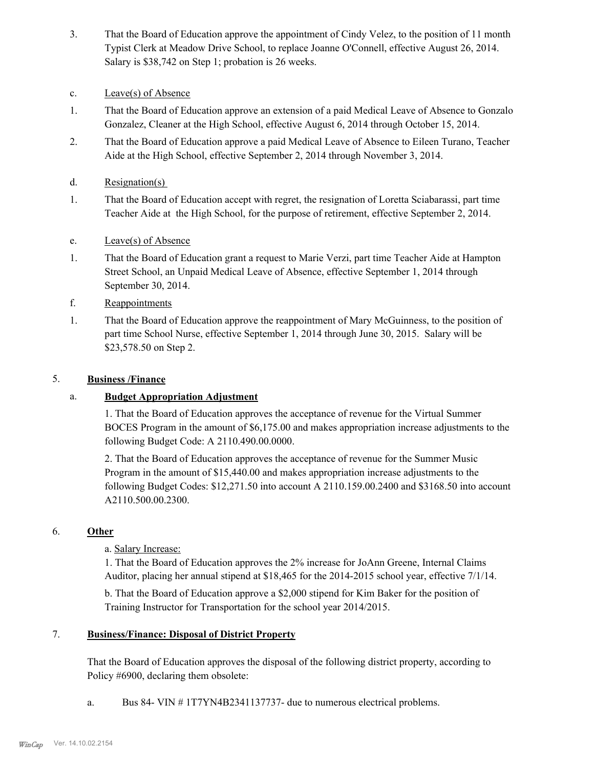3. That the Board of Education approve the appointment of Cindy Velez, to the position of 11 month Typist Clerk at Meadow Drive School, to replace Joanne O'Connell, effective August 26, 2014. Salary is $38,742 on Step 1; probation is 26 weeks.

c. Leave(s) of Absence

1. That the Board of Education approve an extension of a paid Medical Leave of Absence to Gonzalo Gonzalez, Cleaner at the High School, effective August 6, 2014 through October 15, 2014.

2. That the Board of Education approve a paid Medical Leave of Absence to Eileen Turano, Teacher Aide at the High School, effective September 2, 2014 through November 3, 2014.

d. Resignation(s)

1. That the Board of Education accept with regret, the resignation of Loretta Sciabarassi, part time Teacher Aide at the High School, for the purpose of retirement, effective September 2, 2014.

e. Leave(s) of Absence

1. That the Board of Education grant a request to Marie Verzi, part time Teacher Aide at Hampton Street School, an Unpaid Medical Leave of Absence, effective September 1, 2014 through September 30, 2014.

f. Reappointments

1. That the Board of Education approve the reappointment of Mary McGuinness, to the position of part time School Nurse, effective September 1, 2014 through June 30, 2015. Salary will be $23,578.50 on Step 2.

5. **Business /Finance**

a. **Budget Appropriation Adjustment**

1. That the Board of Education approves the acceptance of revenue for the Virtual Summer BOCES Program in the amount of $6,175.00 and makes appropriation increase adjustments to the following Budget Code: A 2110.490.00.0000.

2. That the Board of Education approves the acceptance of revenue for the Summer Music Program in the amount of $15,440.00 and makes appropriation increase adjustments to the following Budget Codes: $12,271.50 into account A 2110.159.00.2400 and $3168.50 into account A2110.500.00.2300.

6. **Other**

a. Salary Increase:

1. That the Board of Education approves the 2% increase for JoAnn Greene, Internal Claims Auditor, placing her annual stipend at $18,465 for the 2014-2015 school year, effective 7/1/14.

b. That the Board of Education approve a $2,000 stipend for Kim Baker for the position of Training Instructor for Transportation for the school year 2014/2015.

7. **Business/Finance: Disposal of District Property**

That the Board of Education approves the disposal of the following district property, according to Policy #6900, declaring them obsolete:

a. Bus 84- VIN # 1T7YN4B2341137737- due to numerous electrical problems.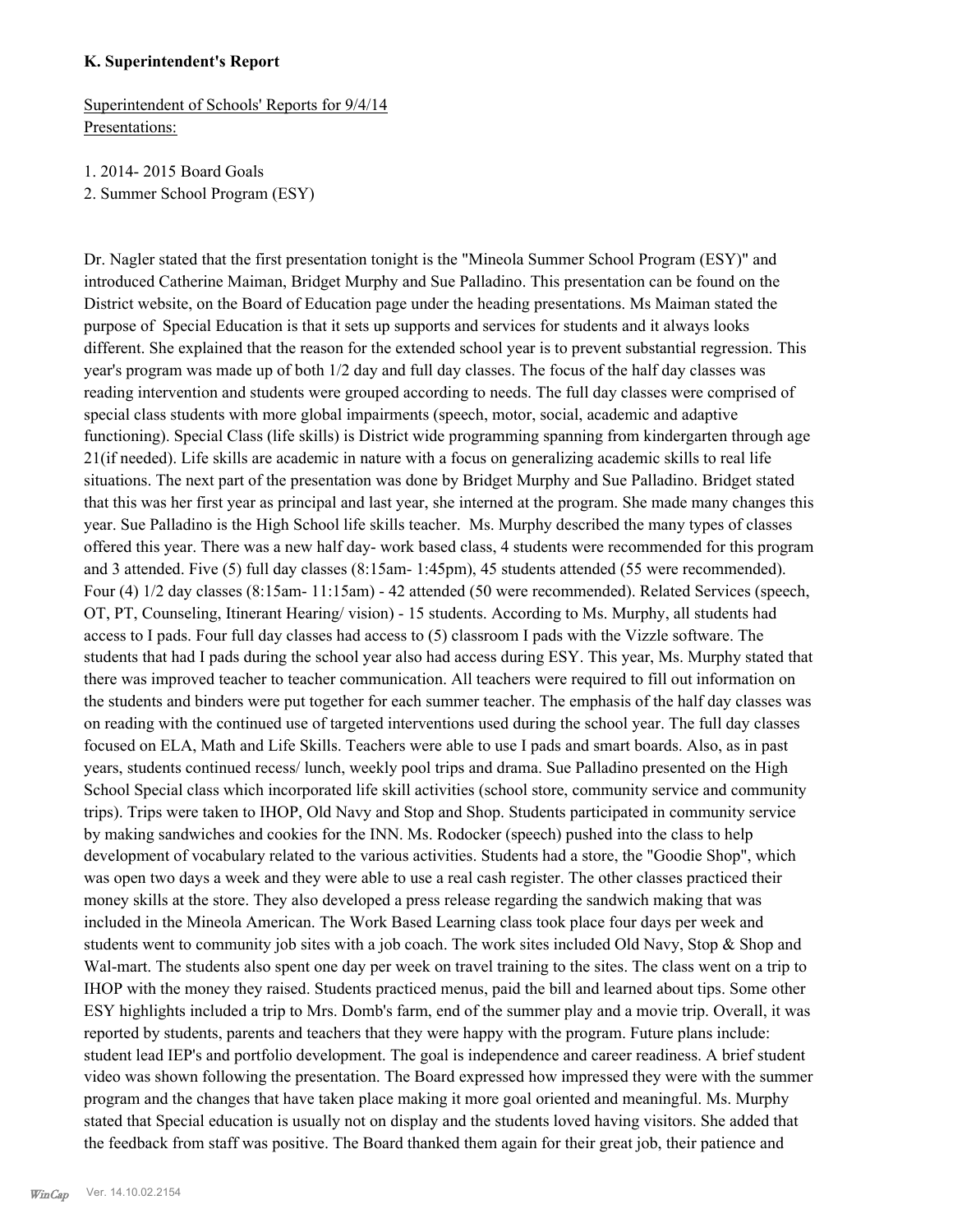**K. Superintendent's Report**

Superintendent of Schools' Reports for 9/4/14
Presentations:

1. 2014- 2015 Board Goals
2. Summer School Program (ESY)

Dr. Nagler stated that the first presentation tonight is the "Mineola Summer School Program (ESY)" and introduced Catherine Maiman, Bridget Murphy and Sue Palladino. This presentation can be found on the District website, on the Board of Education page under the heading presentations. Ms Maiman stated the purpose of Special Education is that it sets up supports and services for students and it always looks different. She explained that the reason for the extended school year is to prevent substantial regression. This year's program was made up of both 1/2 day and full day classes. The focus of the half day classes was reading intervention and students were grouped according to needs. The full day classes were comprised of special class students with more global impairments (speech, motor, social, academic and adaptive functioning). Special Class (life skills) is District wide programming spanning from kindergarten through age 21(if needed). Life skills are academic in nature with a focus on generalizing academic skills to real life situations. The next part of the presentation was done by Bridget Murphy and Sue Palladino. Bridget stated that this was her first year as principal and last year, she interned at the program. She made many changes this year. Sue Palladino is the High School life skills teacher. Ms. Murphy described the many types of classes offered this year. There was a new half day- work based class, 4 students were recommended for this program and 3 attended. Five (5) full day classes (8:15am- 1:45pm), 45 students attended (55 were recommended). Four (4) 1/2 day classes (8:15am- 11:15am) - 42 attended (50 were recommended). Related Services (speech, OT, PT, Counseling, Itinerant Hearing/ vision) - 15 students. According to Ms. Murphy, all students had access to I pads. Four full day classes had access to (5) classroom I pads with the Vizzle software. The students that had I pads during the school year also had access during ESY. This year, Ms. Murphy stated that there was improved teacher to teacher communication. All teachers were required to fill out information on the students and binders were put together for each summer teacher. The emphasis of the half day classes was on reading with the continued use of targeted interventions used during the school year. The full day classes focused on ELA, Math and Life Skills. Teachers were able to use I pads and smart boards. Also, as in past years, students continued recess/ lunch, weekly pool trips and drama. Sue Palladino presented on the High School Special class which incorporated life skill activities (school store, community service and community trips). Trips were taken to IHOP, Old Navy and Stop and Shop. Students participated in community service by making sandwiches and cookies for the INN. Ms. Rodocker (speech) pushed into the class to help development of vocabulary related to the various activities. Students had a store, the "Goodie Shop", which was open two days a week and they were able to use a real cash register. The other classes practiced their money skills at the store. They also developed a press release regarding the sandwich making that was included in the Mineola American. The Work Based Learning class took place four days per week and students went to community job sites with a job coach. The work sites included Old Navy, Stop & Shop and Wal-mart. The students also spent one day per week on travel training to the sites. The class went on a trip to IHOP with the money they raised. Students practiced menus, paid the bill and learned about tips. Some other ESY highlights included a trip to Mrs. Domb's farm, end of the summer play and a movie trip. Overall, it was reported by students, parents and teachers that they were happy with the program. Future plans include: student lead IEP's and portfolio development. The goal is independence and career readiness. A brief student video was shown following the presentation. The Board expressed how impressed they were with the summer program and the changes that have taken place making it more goal oriented and meaningful. Ms. Murphy stated that Special education is usually not on display and the students loved having visitors. She added that the feedback from staff was positive. The Board thanked them again for their great job, their patience and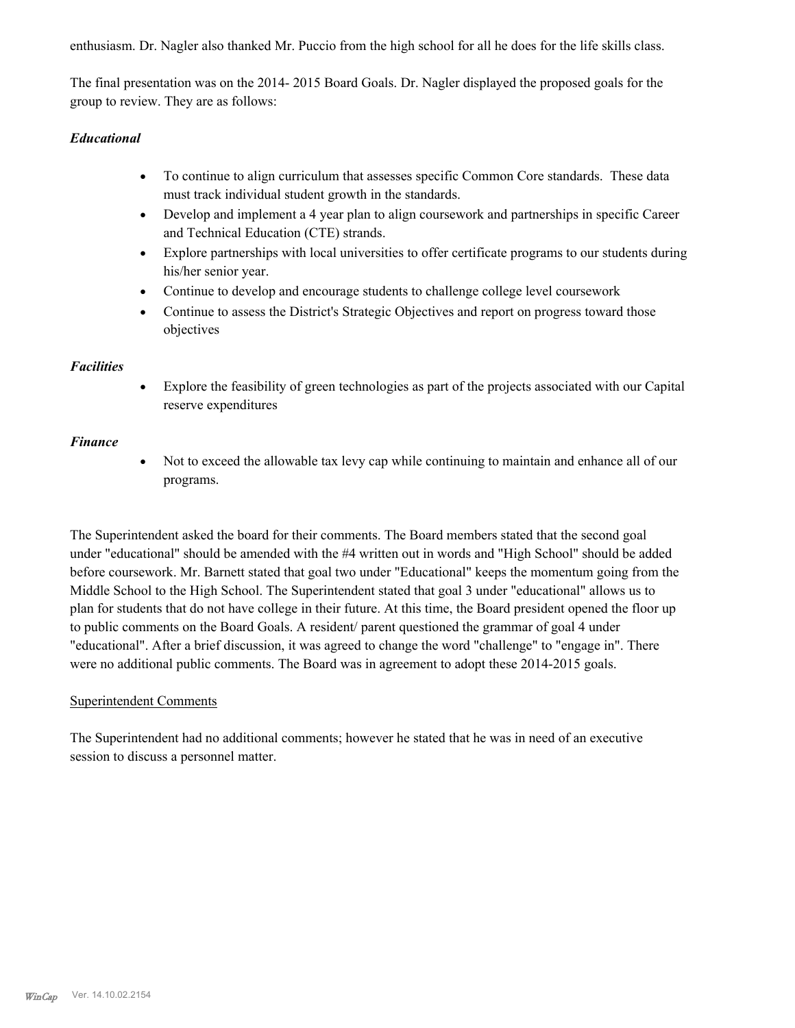enthusiasm. Dr. Nagler also thanked Mr. Puccio from the high school for all he does for the life skills class.

The final presentation was on the 2014- 2015 Board Goals. Dr. Nagler displayed the proposed goals for the group to review. They are as follows:

### *Educational*

- To continue to align curriculum that assesses specific Common Core standards. These data must track individual student growth in the standards.
- Develop and implement a 4 year plan to align coursework and partnerships in specific Career and Technical Education (CTE) strands.
- Explore partnerships with local universities to offer certificate programs to our students during his/her senior year.
- Continue to develop and encourage students to challenge college level coursework
- Continue to assess the District's Strategic Objectives and report on progress toward those objectives

### *Facilities*

- Explore the feasibility of green technologies as part of the projects associated with our Capital reserve expenditures

### *Finance*

- Not to exceed the allowable tax levy cap while continuing to maintain and enhance all of our programs.

The Superintendent asked the board for their comments. The Board members stated that the second goal under "educational" should be amended with the #4 written out in words and "High School" should be added before coursework. Mr. Barnett stated that goal two under "Educational" keeps the momentum going from the Middle School to the High School. The Superintendent stated that goal 3 under "educational" allows us to plan for students that do not have college in their future. At this time, the Board president opened the floor up to public comments on the Board Goals. A resident/ parent questioned the grammar of goal 4 under "educational". After a brief discussion, it was agreed to change the word "challenge" to "engage in". There were no additional public comments. The Board was in agreement to adopt these 2014-2015 goals.

Superintendent Comments

The Superintendent had no additional comments; however he stated that he was in need of an executive session to discuss a personnel matter.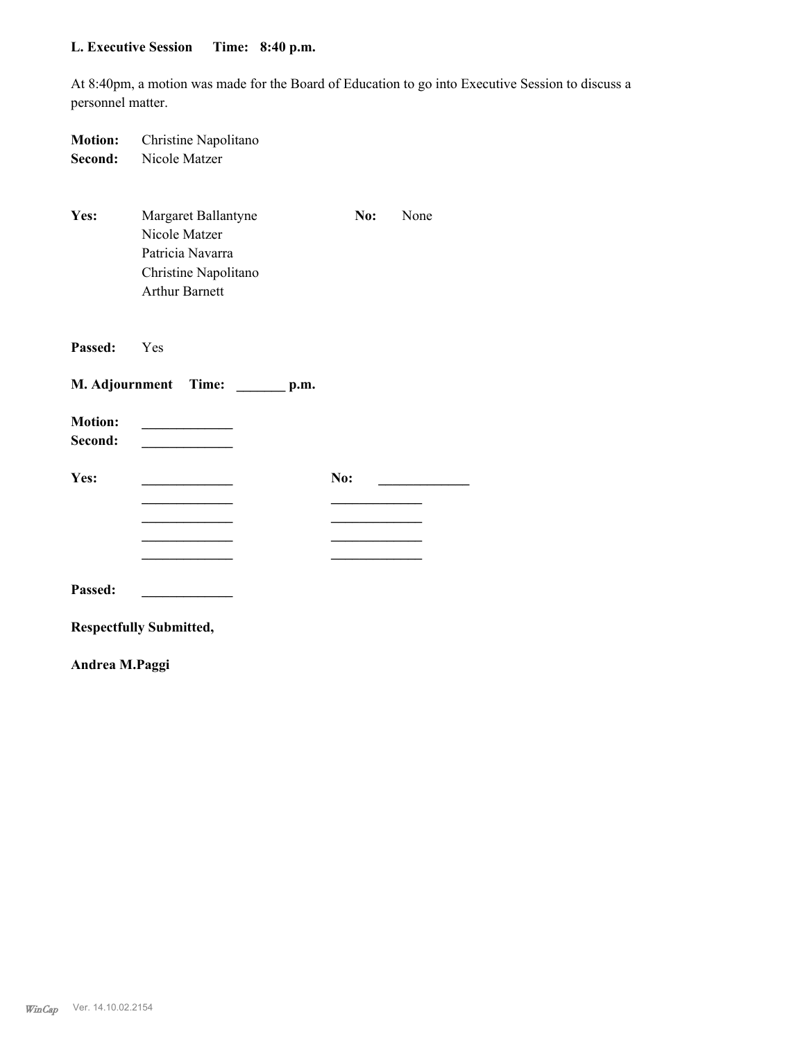**L. Executive Session Time: 8:40 p.m.**

At 8:40pm, a motion was made for the Board of Education to go into Executive Session to discuss a personnel matter.

**Motion:** Christine Napolitano
**Second:** Nicole Matzer

**Yes:** Margaret Ballantyne
Nicole Matzer
Patricia Navarra
Christine Napolitano
Arthur Barnett

**No:** None

**Passed:** Yes

**M. Adjournment Time: _______ p.m.**

**Motion:** _____________
**Second:** _____________

**Yes:** _____________
_____________
_____________
_____________
_____________

**No:** _____________
_____________
_____________
_____________
_____________

**Passed:** _____________

**Respectfully Submitted,**

**Andrea M.Paggi**